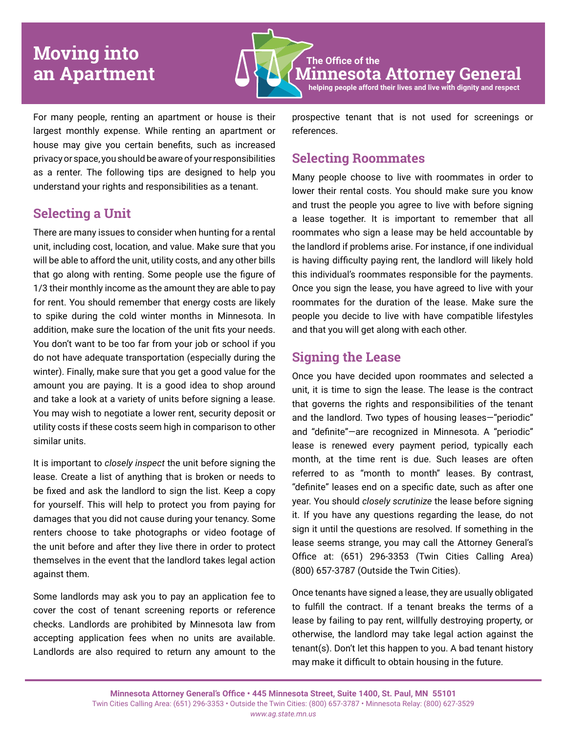# Moving into an Apartment

The Office of the **Minnesota Attorney General**
helping people afford their lives and live with dignity and respect

For many people, renting an apartment or house is their largest monthly expense. While renting an apartment or house may give you certain benefits, such as increased privacy or space, you should be aware of your responsibilities as a renter. The following tips are designed to help you understand your rights and responsibilities as a tenant.

## Selecting a Unit

There are many issues to consider when hunting for a rental unit, including cost, location, and value. Make sure that you will be able to afford the unit, utility costs, and any other bills that go along with renting. Some people use the figure of 1/3 their monthly income as the amount they are able to pay for rent. You should remember that energy costs are likely to spike during the cold winter months in Minnesota. In addition, make sure the location of the unit fits your needs. You don't want to be too far from your job or school if you do not have adequate transportation (especially during the winter). Finally, make sure that you get a good value for the amount you are paying. It is a good idea to shop around and take a look at a variety of units before signing a lease. You may wish to negotiate a lower rent, security deposit or utility costs if these costs seem high in comparison to other similar units.

It is important to *closely inspect* the unit before signing the lease. Create a list of anything that is broken or needs to be fixed and ask the landlord to sign the list. Keep a copy for yourself. This will help to protect you from paying for damages that you did not cause during your tenancy. Some renters choose to take photographs or video footage of the unit before and after they live there in order to protect themselves in the event that the landlord takes legal action against them.

Some landlords may ask you to pay an application fee to cover the cost of tenant screening reports or reference checks. Landlords are prohibited by Minnesota law from accepting application fees when no units are available. Landlords are also required to return any amount to the prospective tenant that is not used for screenings or references.

## Selecting Roommates

Many people choose to live with roommates in order to lower their rental costs. You should make sure you know and trust the people you agree to live with before signing a lease together. It is important to remember that all roommates who sign a lease may be held accountable by the landlord if problems arise. For instance, if one individual is having difficulty paying rent, the landlord will likely hold this individual's roommates responsible for the payments. Once you sign the lease, you have agreed to live with your roommates for the duration of the lease. Make sure the people you decide to live with have compatible lifestyles and that you will get along with each other.

## Signing the Lease

Once you have decided upon roommates and selected a unit, it is time to sign the lease. The lease is the contract that governs the rights and responsibilities of the tenant and the landlord. Two types of housing leases—"periodic" and "definite"—are recognized in Minnesota. A "periodic" lease is renewed every payment period, typically each month, at the time rent is due. Such leases are often referred to as "month to month" leases. By contrast, "definite" leases end on a specific date, such as after one year. You should *closely scrutinize* the lease before signing it. If you have any questions regarding the lease, do not sign it until the questions are resolved. If something in the lease seems strange, you may call the Attorney General's Office at: (651) 296-3353 (Twin Cities Calling Area) (800) 657-3787 (Outside the Twin Cities).

Once tenants have signed a lease, they are usually obligated to fulfill the contract. If a tenant breaks the terms of a lease by failing to pay rent, willfully destroying property, or otherwise, the landlord may take legal action against the tenant(s). Don't let this happen to you. A bad tenant history may make it difficult to obtain housing in the future.

**Minnesota Attorney General's Office • 445 Minnesota Street, Suite 1400, St. Paul, MN 55101**
Twin Cities Calling Area: (651) 296-3353 • Outside the Twin Cities: (800) 657-3787 • Minnesota Relay: (800) 627-3529
*www.ag.state.mn.us*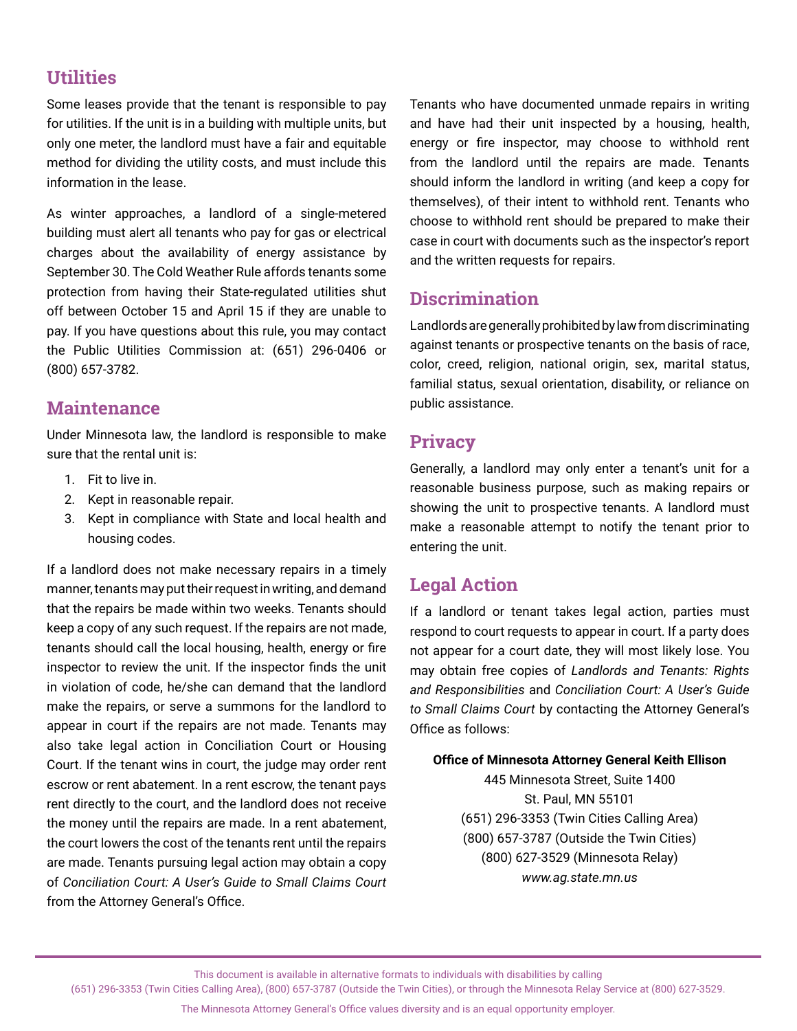## Utilities

Some leases provide that the tenant is responsible to pay for utilities. If the unit is in a building with multiple units, but only one meter, the landlord must have a fair and equitable method for dividing the utility costs, and must include this information in the lease.

As winter approaches, a landlord of a single-metered building must alert all tenants who pay for gas or electrical charges about the availability of energy assistance by September 30. The Cold Weather Rule affords tenants some protection from having their State-regulated utilities shut off between October 15 and April 15 if they are unable to pay. If you have questions about this rule, you may contact the Public Utilities Commission at: (651) 296-0406 or (800) 657-3782.

## Maintenance

Under Minnesota law, the landlord is responsible to make sure that the rental unit is:

1. Fit to live in.
2. Kept in reasonable repair.
3. Kept in compliance with State and local health and housing codes.

If a landlord does not make necessary repairs in a timely manner, tenants may put their request in writing, and demand that the repairs be made within two weeks. Tenants should keep a copy of any such request. If the repairs are not made, tenants should call the local housing, health, energy or fire inspector to review the unit. If the inspector finds the unit in violation of code, he/she can demand that the landlord make the repairs, or serve a summons for the landlord to appear in court if the repairs are not made. Tenants may also take legal action in Conciliation Court or Housing Court. If the tenant wins in court, the judge may order rent escrow or rent abatement. In a rent escrow, the tenant pays rent directly to the court, and the landlord does not receive the money until the repairs are made. In a rent abatement, the court lowers the cost of the tenants rent until the repairs are made. Tenants pursuing legal action may obtain a copy of *Conciliation Court: A User's Guide to Small Claims Court* from the Attorney General's Office.

Tenants who have documented unmade repairs in writing and have had their unit inspected by a housing, health, energy or fire inspector, may choose to withhold rent from the landlord until the repairs are made. Tenants should inform the landlord in writing (and keep a copy for themselves), of their intent to withhold rent. Tenants who choose to withhold rent should be prepared to make their case in court with documents such as the inspector's report and the written requests for repairs.

## Discrimination

Landlords are generally prohibited by law from discriminating against tenants or prospective tenants on the basis of race, color, creed, religion, national origin, sex, marital status, familial status, sexual orientation, disability, or reliance on public assistance.

## Privacy

Generally, a landlord may only enter a tenant's unit for a reasonable business purpose, such as making repairs or showing the unit to prospective tenants. A landlord must make a reasonable attempt to notify the tenant prior to entering the unit.

## Legal Action

If a landlord or tenant takes legal action, parties must respond to court requests to appear in court. If a party does not appear for a court date, they will most likely lose. You may obtain free copies of *Landlords and Tenants: Rights and Responsibilities* and *Conciliation Court: A User's Guide to Small Claims Court* by contacting the Attorney General's Office as follows:

**Office of Minnesota Attorney General Keith Ellison**
445 Minnesota Street, Suite 1400
St. Paul, MN 55101
(651) 296-3353 (Twin Cities Calling Area)
(800) 657-3787 (Outside the Twin Cities)
(800) 627-3529 (Minnesota Relay)
*www.ag.state.mn.us*

This document is available in alternative formats to individuals with disabilities by calling (651) 296-3353 (Twin Cities Calling Area), (800) 657-3787 (Outside the Twin Cities), or through the Minnesota Relay Service at (800) 627-3529.

The Minnesota Attorney General's Office values diversity and is an equal opportunity employer.